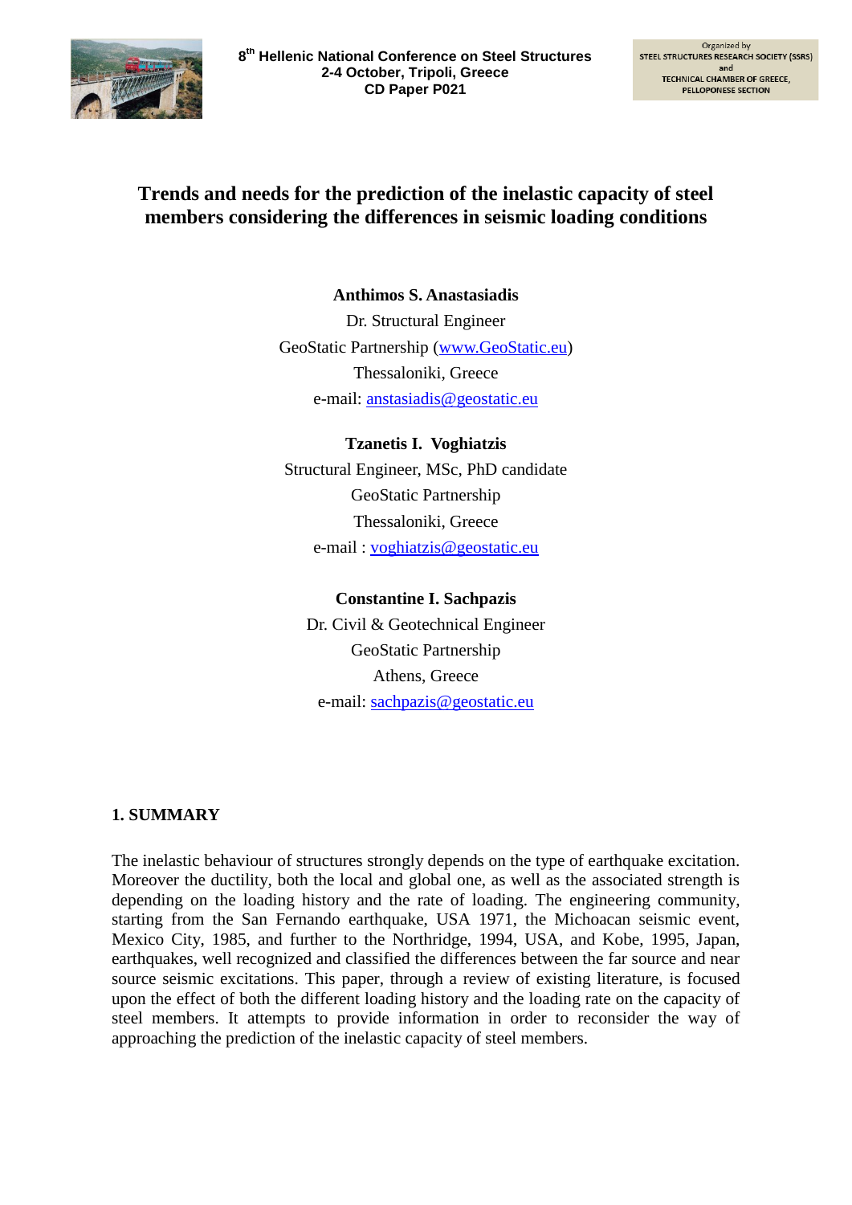# Trends and needs for the prediction of the inelastic capacity of steel members considering the differences in seismic loading conditions

**Anthimos S. Anastasiadis**
Dr. Structural Engineer
GeoStatic Partnership (www.GeoStatic.eu)
Thessaloniki, Greece
e-mail: anstasiadis@geostatic.eu

**Tzanetis I. Voghiatzis**
Structural Engineer, MSc, PhD candidate
GeoStatic Partnership
Thessaloniki, Greece
e-mail : voghiatzis@geostatic.eu

**Constantine I. Sachpazis**
Dr. Civil & Geotechnical Engineer
GeoStatic Partnership
Athens, Greece
e-mail: sachpazis@geostatic.eu

## 1. SUMMARY

The inelastic behaviour of structures strongly depends on the type of earthquake excitation. Moreover the ductility, both the local and global one, as well as the associated strength is depending on the loading history and the rate of loading. The engineering community, starting from the San Fernando earthquake, USA 1971, the Michoacan seismic event, Mexico City, 1985, and further to the Northridge, 1994, USA, and Kobe, 1995, Japan, earthquakes, well recognized and classified the differences between the far source and near source seismic excitations. This paper, through a review of existing literature, is focused upon the effect of both the different loading history and the loading rate on the capacity of steel members. It attempts to provide information in order to reconsider the way of approaching the prediction of the inelastic capacity of steel members.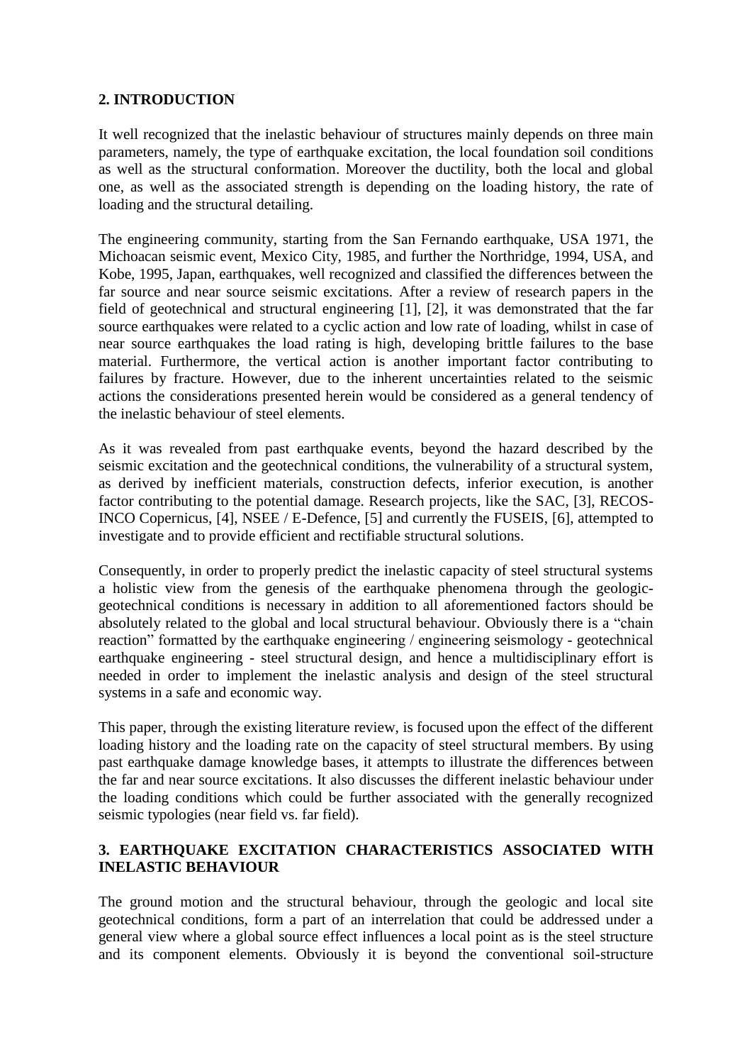## 2. INTRODUCTION

It well recognized that the inelastic behaviour of structures mainly depends on three main parameters, namely, the type of earthquake excitation, the local foundation soil conditions as well as the structural conformation. Moreover the ductility, both the local and global one, as well as the associated strength is depending on the loading history, the rate of loading and the structural detailing.

The engineering community, starting from the San Fernando earthquake, USA 1971, the Michoacan seismic event, Mexico City, 1985, and further the Northridge, 1994, USA, and Kobe, 1995, Japan, earthquakes, well recognized and classified the differences between the far source and near source seismic excitations. After a review of research papers in the field of geotechnical and structural engineering [1], [2], it was demonstrated that the far source earthquakes were related to a cyclic action and low rate of loading, whilst in case of near source earthquakes the load rating is high, developing brittle failures to the base material. Furthermore, the vertical action is another important factor contributing to failures by fracture. However, due to the inherent uncertainties related to the seismic actions the considerations presented herein would be considered as a general tendency of the inelastic behaviour of steel elements.

As it was revealed from past earthquake events, beyond the hazard described by the seismic excitation and the geotechnical conditions, the vulnerability of a structural system, as derived by inefficient materials, construction defects, inferior execution, is another factor contributing to the potential damage. Research projects, like the SAC, [3], RECOS-INCO Copernicus, [4], NSEE / E-Defence, [5] and currently the FUSEIS, [6], attempted to investigate and to provide efficient and rectifiable structural solutions.

Consequently, in order to properly predict the inelastic capacity of steel structural systems a holistic view from the genesis of the earthquake phenomena through the geologic-geotechnical conditions is necessary in addition to all aforementioned factors should be absolutely related to the global and local structural behaviour. Obviously there is a "chain reaction" formatted by the earthquake engineering / engineering seismology - geotechnical earthquake engineering - steel structural design, and hence a multidisciplinary effort is needed in order to implement the inelastic analysis and design of the steel structural systems in a safe and economic way.

This paper, through the existing literature review, is focused upon the effect of the different loading history and the loading rate on the capacity of steel structural members. By using past earthquake damage knowledge bases, it attempts to illustrate the differences between the far and near source excitations. It also discusses the different inelastic behaviour under the loading conditions which could be further associated with the generally recognized seismic typologies (near field vs. far field).

## 3. EARTHQUAKE EXCITATION CHARACTERISTICS ASSOCIATED WITH INELASTIC BEHAVIOUR

The ground motion and the structural behaviour, through the geologic and local site geotechnical conditions, form a part of an interrelation that could be addressed under a general view where a global source effect influences a local point as is the steel structure and its component elements. Obviously it is beyond the conventional soil-structure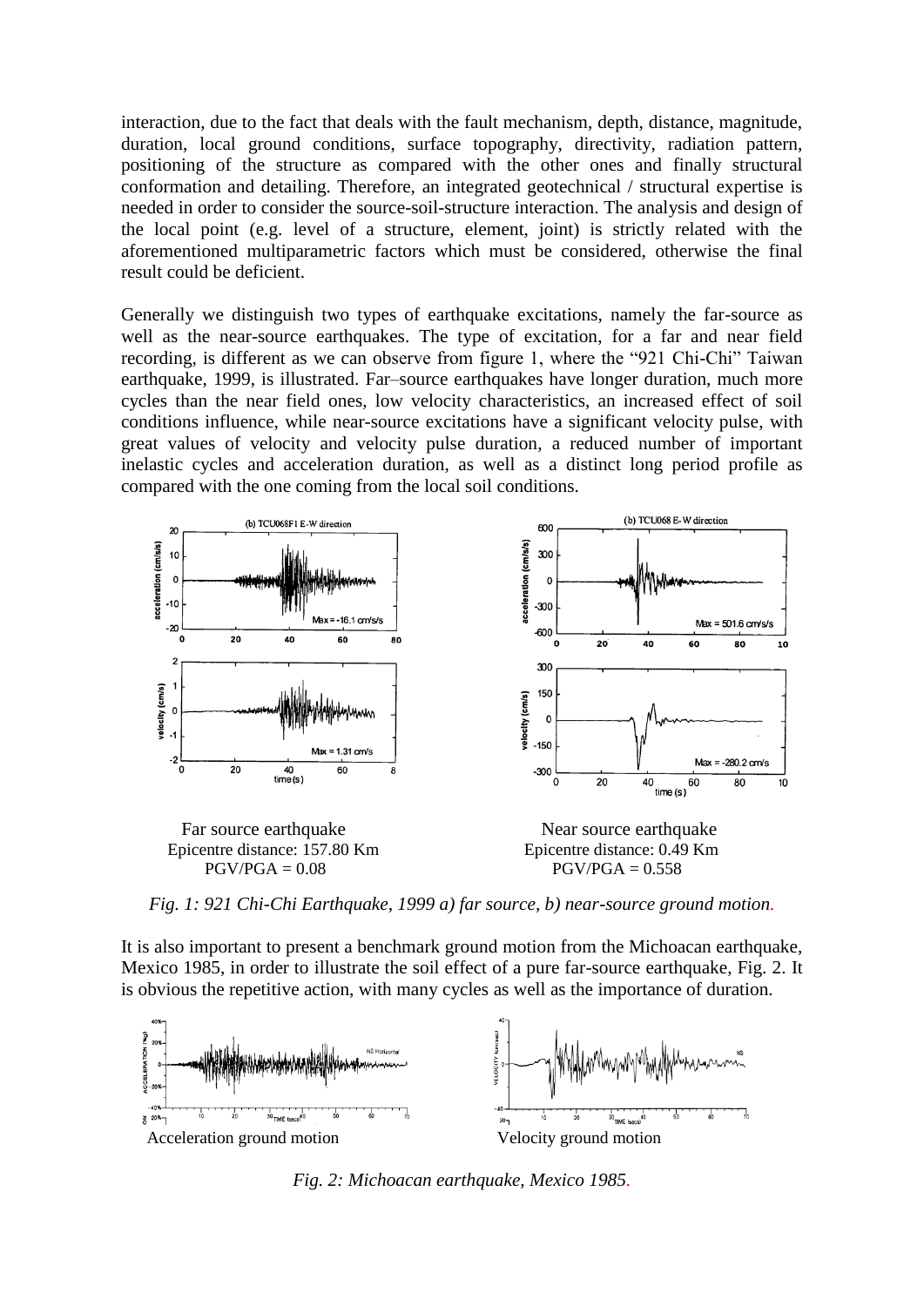interaction, due to the fact that deals with the fault mechanism, depth, distance, magnitude, duration, local ground conditions, surface topography, directivity, radiation pattern, positioning of the structure as compared with the other ones and finally structural conformation and detailing. Therefore, an integrated geotechnical / structural expertise is needed in order to consider the source-soil-structure interaction. The analysis and design of the local point (e.g. level of a structure, element, joint) is strictly related with the aforementioned multiparametric factors which must be considered, otherwise the final result could be deficient.

Generally we distinguish two types of earthquake excitations, namely the far-source as well as the near-source earthquakes. The type of excitation, for a far and near field recording, is different as we can observe from figure 1, where the "921 Chi-Chi" Taiwan earthquake, 1999, is illustrated. Far–source earthquakes have longer duration, much more cycles than the near field ones, low velocity characteristics, an increased effect of soil conditions influence, while near-source excitations have a significant velocity pulse, with great values of velocity and velocity pulse duration, a reduced number of important inelastic cycles and acceleration duration, as well as a distinct long period profile as compared with the one coming from the local soil conditions.

Far source earthquake
Epicentre distance: 157.80 Km
PGV/PGA = 0.08

Near source earthquake
Epicentre distance: 0.49 Km
PGV/PGA = 0.558

*Fig. 1: 921 Chi-Chi Earthquake, 1999 a) far source, b) near-source ground motion.*

It is also important to present a benchmark ground motion from the Michoacan earthquake, Mexico 1985, in order to illustrate the soil effect of a pure far-source earthquake, Fig. 2. It is obvious the repetitive action, with many cycles as well as the importance of duration.

Acceleration ground motion

Velocity ground motion

*Fig. 2: Michoacan earthquake, Mexico 1985.*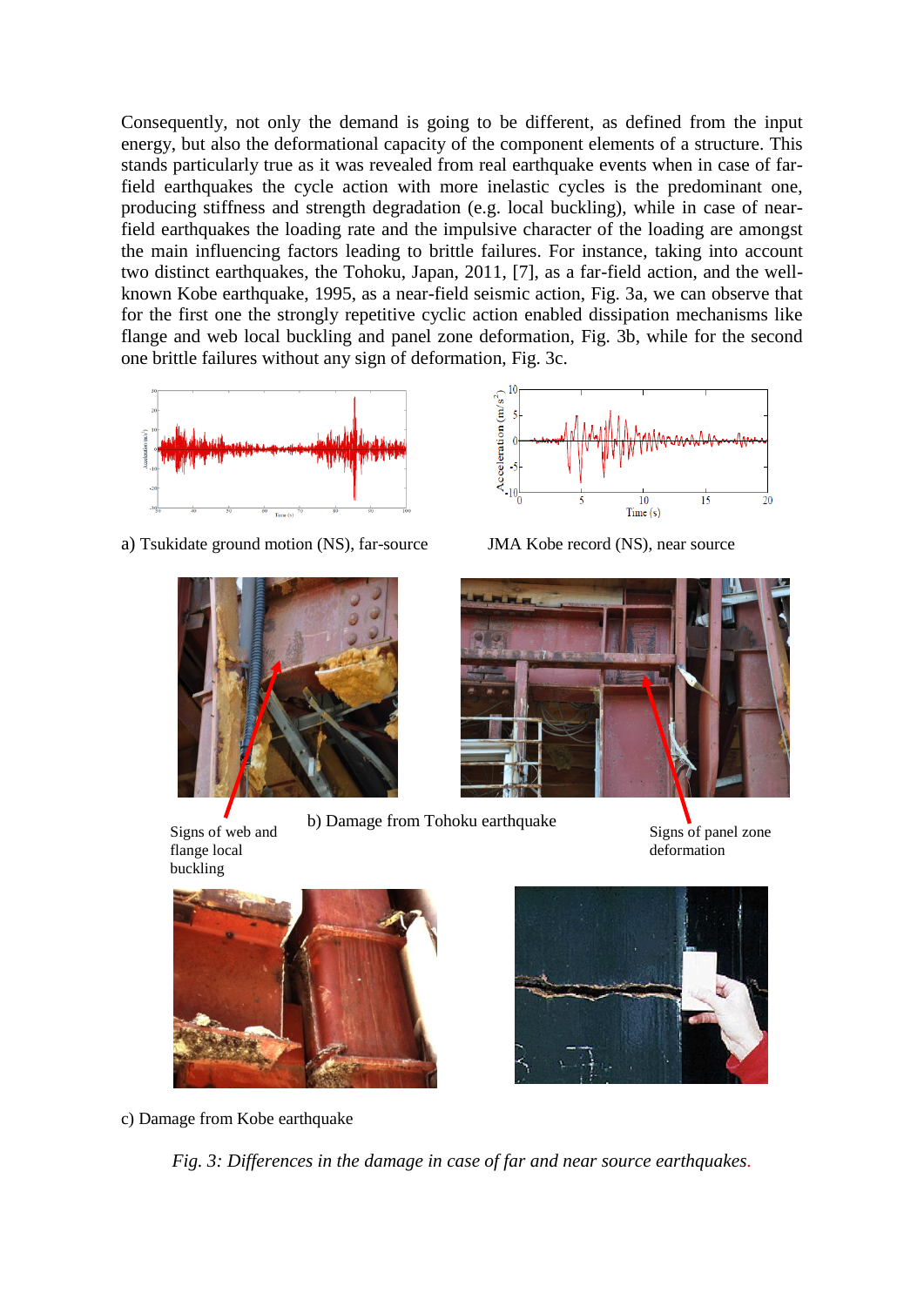Consequently, not only the demand is going to be different, as defined from the input energy, but also the deformational capacity of the component elements of a structure. This stands particularly true as it was revealed from real earthquake events when in case of far-field earthquakes the cycle action with more inelastic cycles is the predominant one, producing stiffness and strength degradation (e.g. local buckling), while in case of near-field earthquakes the loading rate and the impulsive character of the loading are amongst the main influencing factors leading to brittle failures. For instance, taking into account two distinct earthquakes, the Tohoku, Japan, 2011, [7], as a far-field action, and the well-known Kobe earthquake, 1995, as a near-field seismic action, Fig. 3a, we can observe that for the first one the strongly repetitive cyclic action enabled dissipation mechanisms like flange and web local buckling and panel zone deformation, Fig. 3b, while for the second one brittle failures without any sign of deformation, Fig. 3c.

a) Tsukidate ground motion (NS), far-source

JMA Kobe record (NS), near source

Signs of web and flange local buckling

b) Damage from Tohoku earthquake

Signs of panel zone deformation

c) Damage from Kobe earthquake

*Fig. 3: Differences in the damage in case of far and near source earthquakes.*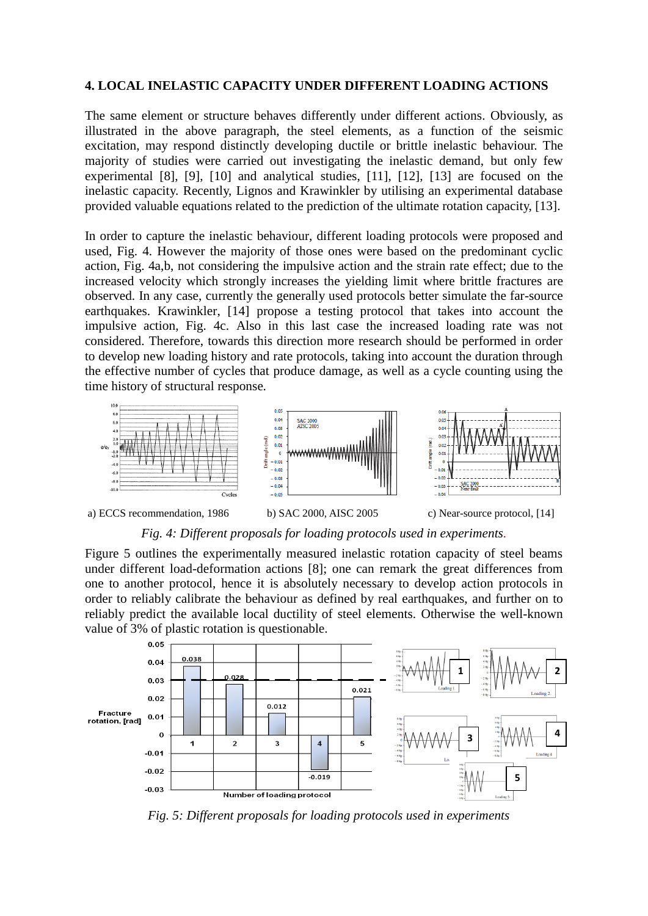## 4. LOCAL INELASTIC CAPACITY UNDER DIFFERENT LOADING ACTIONS

The same element or structure behaves differently under different actions. Obviously, as illustrated in the above paragraph, the steel elements, as a function of the seismic excitation, may respond distinctly developing ductile or brittle inelastic behaviour. The majority of studies were carried out investigating the inelastic demand, but only few experimental [8], [9], [10] and analytical studies, [11], [12], [13] are focused on the inelastic capacity. Recently, Lignos and Krawinkler by utilising an experimental database provided valuable equations related to the prediction of the ultimate rotation capacity, [13].

In order to capture the inelastic behaviour, different loading protocols were proposed and used, Fig. 4. However the majority of those ones were based on the predominant cyclic action, Fig. 4a,b, not considering the impulsive action and the strain rate effect; due to the increased velocity which strongly increases the yielding limit where brittle fractures are observed. In any case, currently the generally used protocols better simulate the far-source earthquakes. Krawinkler, [14] propose a testing protocol that takes into account the impulsive action, Fig. 4c. Also in this last case the increased loading rate was not considered. Therefore, towards this direction more research should be performed in order to develop new loading history and rate protocols, taking into account the duration through the effective number of cycles that produce damage, as well as a cycle counting using the time history of structural response.

a) ECCS recommendation, 1986 b) SAC 2000, AISC 2005 c) Near-source protocol, [14]

*Fig. 4: Different proposals for loading protocols used in experiments.*

Figure 5 outlines the experimentally measured inelastic rotation capacity of steel beams under different load-deformation actions [8]; one can remark the great differences from one to another protocol, hence it is absolutely necessary to develop action protocols in order to reliably calibrate the behaviour as defined by real earthquakes, and further on to reliably predict the available local ductility of steel elements. Otherwise the well-known value of 3% of plastic rotation is questionable.

*Fig. 5: Different proposals for loading protocols used in experiments*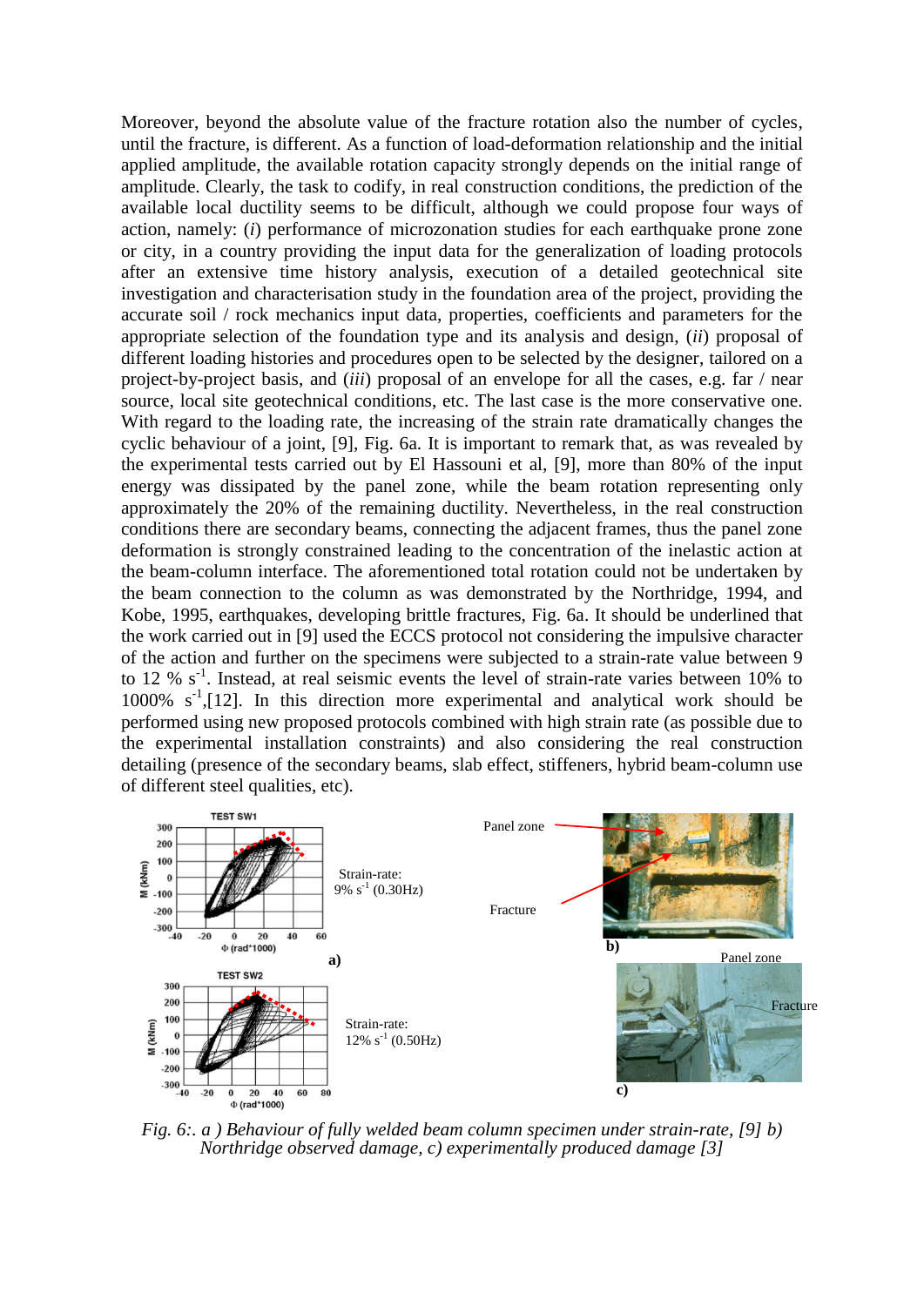Moreover, beyond the absolute value of the fracture rotation also the number of cycles, until the fracture, is different. As a function of load-deformation relationship and the initial applied amplitude, the available rotation capacity strongly depends on the initial range of amplitude. Clearly, the task to codify, in real construction conditions, the prediction of the available local ductility seems to be difficult, although we could propose four ways of action, namely: (*i*) performance of microzonation studies for each earthquake prone zone or city, in a country providing the input data for the generalization of loading protocols after an extensive time history analysis, execution of a detailed geotechnical site investigation and characterisation study in the foundation area of the project, providing the accurate soil / rock mechanics input data, properties, coefficients and parameters for the appropriate selection of the foundation type and its analysis and design, (*ii*) proposal of different loading histories and procedures open to be selected by the designer, tailored on a project-by-project basis, and (*iii*) proposal of an envelope for all the cases, e.g. far / near source, local site geotechnical conditions, etc. The last case is the more conservative one. With regard to the loading rate, the increasing of the strain rate dramatically changes the cyclic behaviour of a joint, [9], Fig. 6a. It is important to remark that, as was revealed by the experimental tests carried out by El Hassouni et al, [9], more than 80% of the input energy was dissipated by the panel zone, while the beam rotation representing only approximately the 20% of the remaining ductility. Nevertheless, in the real construction conditions there are secondary beams, connecting the adjacent frames, thus the panel zone deformation is strongly constrained leading to the concentration of the inelastic action at the beam-column interface. The aforementioned total rotation could not be undertaken by the beam connection to the column as was demonstrated by the Northridge, 1994, and Kobe, 1995, earthquakes, developing brittle fractures, Fig. 6a. It should be underlined that the work carried out in [9] used the ECCS protocol not considering the impulsive character of the action and further on the specimens were subjected to a strain-rate value between 9 to 12 % $s^{-1}$. Instead, at real seismic events the level of strain-rate varies between 10% to 1000% $s^{-1}$,[12]. In this direction more experimental and analytical work should be performed using new proposed protocols combined with high strain rate (as possible due to the experimental installation constraints) and also considering the real construction detailing (presence of the secondary beams, slab effect, stiffeners, hybrid beam-column use of different steel qualities, etc).

Strain-rate: 9% $s^{-1}$ (0.30Hz)

Strain-rate: 12% $s^{-1}$ (0.50Hz)

*Fig. 6:. a ) Behaviour of fully welded beam column specimen under strain-rate, [9] b) Northridge observed damage, c) experimentally produced damage [3]*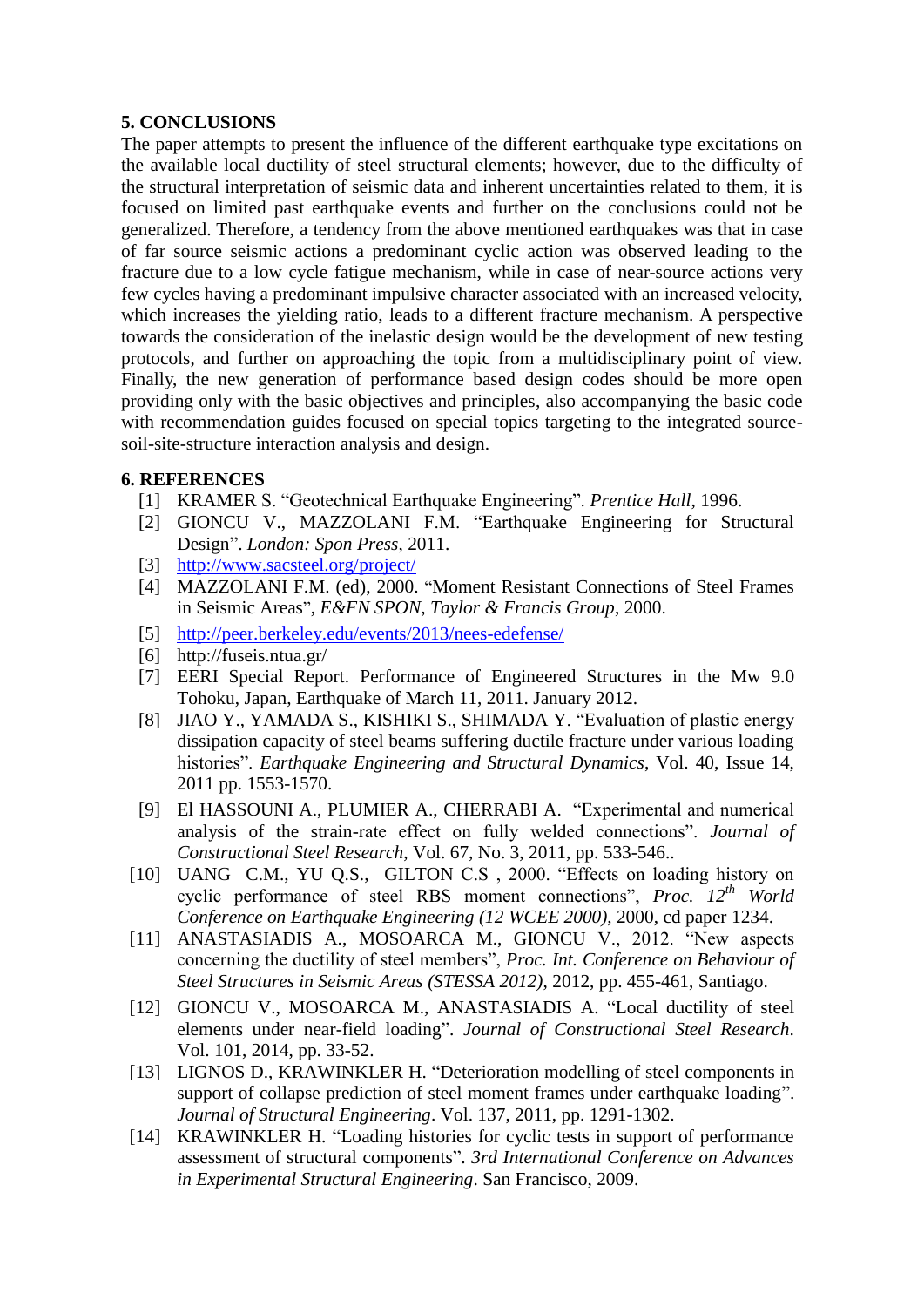## 5. CONCLUSIONS

The paper attempts to present the influence of the different earthquake type excitations on the available local ductility of steel structural elements; however, due to the difficulty of the structural interpretation of seismic data and inherent uncertainties related to them, it is focused on limited past earthquake events and further on the conclusions could not be generalized. Therefore, a tendency from the above mentioned earthquakes was that in case of far source seismic actions a predominant cyclic action was observed leading to the fracture due to a low cycle fatigue mechanism, while in case of near-source actions very few cycles having a predominant impulsive character associated with an increased velocity, which increases the yielding ratio, leads to a different fracture mechanism. A perspective towards the consideration of the inelastic design would be the development of new testing protocols, and further on approaching the topic from a multidisciplinary point of view. Finally, the new generation of performance based design codes should be more open providing only with the basic objectives and principles, also accompanying the basic code with recommendation guides focused on special topics targeting to the integrated source-soil-site-structure interaction analysis and design.

## 6. REFERENCES

[1] KRAMER S. "Geotechnical Earthquake Engineering". *Prentice Hall*, 1996.

[2] GIONCU V., MAZZOLANI F.M. "Earthquake Engineering for Structural Design". *London: Spon Press*, 2011.

[3] http://www.sacsteel.org/project/

[4] MAZZOLANI F.M. (ed), 2000. "Moment Resistant Connections of Steel Frames in Seismic Areas", *E&FN SPON, Taylor & Francis Group*, 2000.

[5] http://peer.berkeley.edu/events/2013/nees-edefense/

[6] http://fuseis.ntua.gr/

[7] EERI Special Report. Performance of Engineered Structures in the Mw 9.0 Tohoku, Japan, Earthquake of March 11, 2011. January 2012.

[8] JIAO Y., YAMADA S., KISHIKI S., SHIMADA Y. "Evaluation of plastic energy dissipation capacity of steel beams suffering ductile fracture under various loading histories". *Earthquake Engineering and Structural Dynamics*, Vol. 40, Issue 14, 2011 pp. 1553-1570.

[9] El HASSOUNI A., PLUMIER A., CHERRABI A. "Experimental and numerical analysis of the strain-rate effect on fully welded connections". *Journal of Constructional Steel Research*, Vol. 67, No. 3, 2011, pp. 533-546..

[10] UANG C.M., YU Q.S., GILTON C.S , 2000. "Effects on loading history on cyclic performance of steel RBS moment connections", *Proc. 12th World Conference on Earthquake Engineering (12 WCEE 2000)*, 2000, cd paper 1234.

[11] ANASTASIADIS A., MOSOARCA M., GIONCU V., 2012. "New aspects concerning the ductility of steel members", *Proc. Int. Conference on Behaviour of Steel Structures in Seismic Areas (STESSA 2012)*, 2012, pp. 455-461, Santiago.

[12] GIONCU V., MOSOARCA M., ANASTASIADIS A. "Local ductility of steel elements under near-field loading". *Journal of Constructional Steel Research*. Vol. 101, 2014, pp. 33-52.

[13] LIGNOS D., KRAWINKLER H. "Deterioration modelling of steel components in support of collapse prediction of steel moment frames under earthquake loading". *Journal of Structural Engineering*. Vol. 137, 2011, pp. 1291-1302.

[14] KRAWINKLER H. "Loading histories for cyclic tests in support of performance assessment of structural components". *3rd International Conference on Advances in Experimental Structural Engineering*. San Francisco, 2009.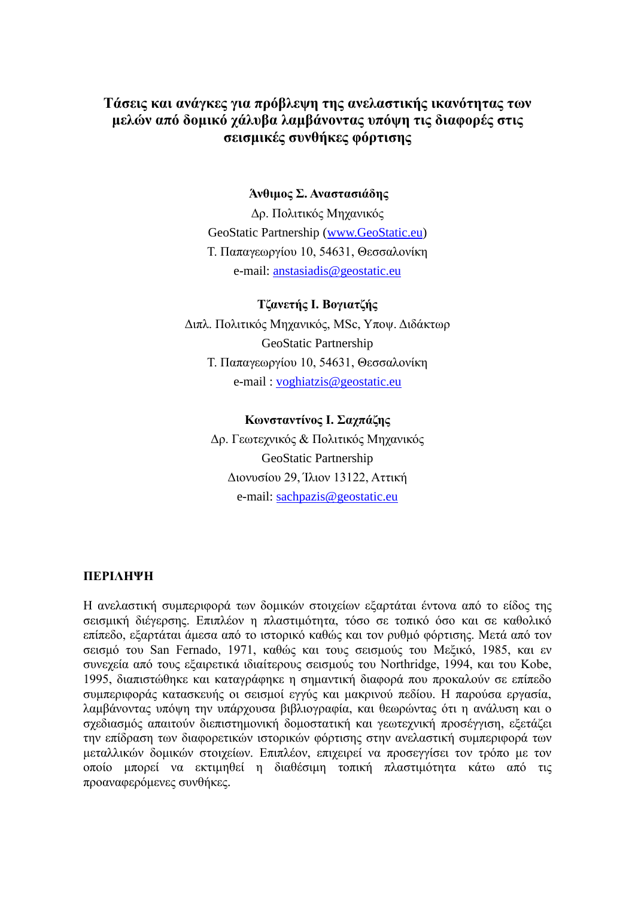# Τάσεις και ανάγκες για πρόβλεψη της ανελαστικής ικανότητας των μελών από δομικό χάλυβα λαμβάνοντας υπόψη τις διαφορές στις σεισμικές συνθήκες φόρτισης

**Άνθιμος Σ. Αναστασιάδης**

Δρ. Πολιτικός Μηχανικός

GeoStatic Partnership (www.GeoStatic.eu)

Τ. Παπαγεωργίου 10, 54631, Θεσσαλονίκη

e-mail: anstasiadis@geostatic.eu

**Τζανετής Ι. Βογιατζής**

Διπλ. Πολιτικός Μηχανικός, MSc, Υποψ. Διδάκτωρ

GeoStatic Partnership

Τ. Παπαγεωργίου 10, 54631, Θεσσαλονίκη

e-mail : voghiatzis@geostatic.eu

**Κωνσταντίνος Ι. Σαχπάζης**

Δρ. Γεωτεχνικός & Πολιτικός Μηχανικός

GeoStatic Partnership

Διονυσίου 29, Ίλιον 13122, Αττική

e-mail: sachpazis@geostatic.eu

## ΠΕΡΙΛΗΨΗ

Η ανελαστική συμπεριφορά των δομικών στοιχείων εξαρτάται έντονα από το είδος της σεισμική διέγερσης. Επιπλέον η πλαστιμότητα, τόσο σε τοπικό όσο και σε καθολικό επίπεδο, εξαρτάται άμεσα από το ιστορικό καθώς και τον ρυθμό φόρτισης. Μετά από τον σεισμό του San Fernado, 1971, καθώς και τους σεισμούς του Μεξικό, 1985, και εν συνεχεία από τους εξαιρετικά ιδιαίτερους σεισμούς του Northridge, 1994, και του Kobe, 1995, διαπιστώθηκε και καταγράφηκε η σημαντική διαφορά που προκαλούν σε επίπεδο συμπεριφοράς κατασκευής οι σεισμοί εγγύς και μακρινού πεδίου. Η παρούσα εργασία, λαμβάνοντας υπόψη την υπάρχουσα βιβλιογραφία, και θεωρώντας ότι η ανάλυση και ο σχεδιασμός απαιτούν διεπιστημονική δομοστατική και γεωτεχνική προσέγγιση, εξετάζει την επίδραση των διαφορετικών ιστορικών φόρτισης στην ανελαστική συμπεριφορά των μεταλλικών δομικών στοιχείων. Επιπλέον, επιχειρεί να προσεγγίσει τον τρόπο με τον οποίο μπορεί να εκτιμηθεί η διαθέσιμη τοπική πλαστιμότητα κάτω από τις προαναφερόμενες συνθήκες.